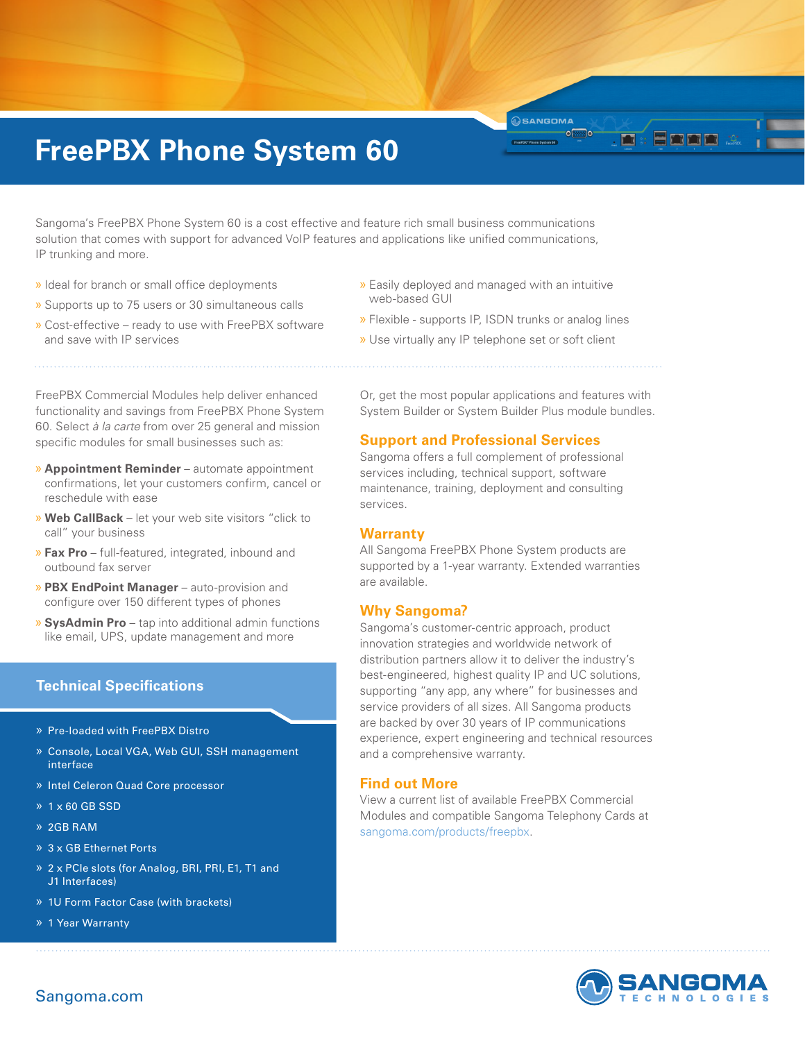# FreePBX Phone System 60

Sangoma's FreePBX Phone System 60 is a cost effective and feature rich small business communications solution that comes with support for advanced VoIP features and applications like unified communications, IP trunking and more.

- Ideal for branch or small office deployments
- Supports up to 75 users or 30 simultaneous calls
- Cost-effective – ready to use with FreePBX software and save with IP services
- Easily deployed and managed with an intuitive web-based GUI
- Flexible - supports IP, ISDN trunks or analog lines
- Use virtually any IP telephone set or soft client

FreePBX Commercial Modules help deliver enhanced functionality and savings from FreePBX Phone System 60. Select *à la carte* from over 25 general and mission specific modules for small businesses such as:

- **Appointment Reminder** – automate appointment confirmations, let your customers confirm, cancel or reschedule with ease
- **Web CallBack** – let your web site visitors "click to call" your business
- **Fax Pro** – full-featured, integrated, inbound and outbound fax server
- **PBX EndPoint Manager** – auto-provision and configure over 150 different types of phones
- **SysAdmin Pro** – tap into additional admin functions like email, UPS, update management and more

## Technical Specifications

- Pre-loaded with FreePBX Distro
- Console, Local VGA, Web GUI, SSH management interface
- Intel Celeron Quad Core processor
- 1 x 60 GB SSD
- 2GB RAM
- 3 x GB Ethernet Ports
- 2 x PCIe slots (for Analog, BRI, PRI, E1, T1 and J1 Interfaces)
- 1U Form Factor Case (with brackets)
- 1 Year Warranty

Or, get the most popular applications and features with System Builder or System Builder Plus module bundles.

## Support and Professional Services

Sangoma offers a full complement of professional services including, technical support, software maintenance, training, deployment and consulting services.

## Warranty

All Sangoma FreePBX Phone System products are supported by a 1-year warranty. Extended warranties are available.

## Why Sangoma?

Sangoma's customer-centric approach, product innovation strategies and worldwide network of distribution partners allow it to deliver the industry's best-engineered, highest quality IP and UC solutions, supporting "any app, any where" for businesses and service providers of all sizes. All Sangoma products are backed by over 30 years of IP communications experience, expert engineering and technical resources and a comprehensive warranty.

## Find out More

View a current list of available FreePBX Commercial Modules and compatible Sangoma Telephony Cards at sangoma.com/products/freepbx.

Sangoma.com

SANGOMA TECHNOLOGIES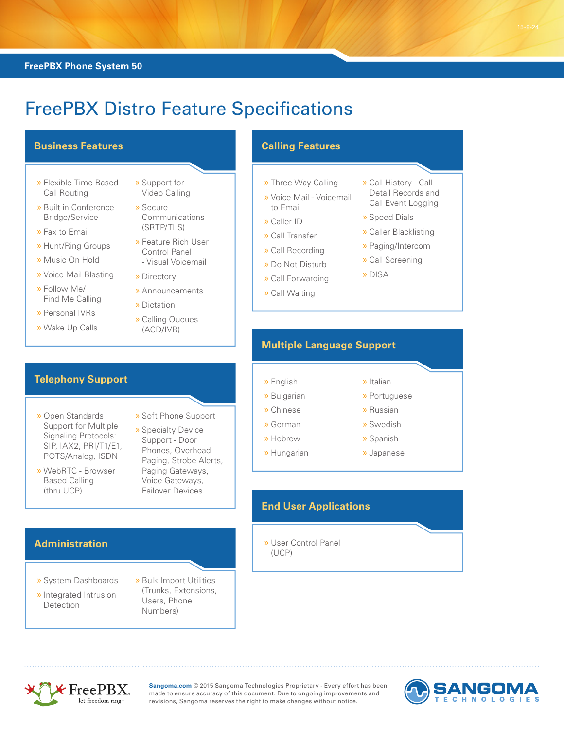# FreePBX Distro Feature Specifications

## Business Features

- Flexible Time Based Call Routing
- Built in Conference Bridge/Service
- Fax to Email
- Hunt/Ring Groups
- Music On Hold
- Voice Mail Blasting
- Follow Me/ Find Me Calling
- Personal IVRs
- Wake Up Calls
- Support for Video Calling
- Secure Communications (SRTP/TLS)
- Feature Rich User Control Panel - Visual Voicemail
- Directory
- Announcements
- Dictation
- Calling Queues (ACD/IVR)

## Telephony Support

- Open Standards Support for Multiple Signaling Protocols: SIP, IAX2, PRI/T1/E1, POTS/Analog, ISDN
- WebRTC - Browser Based Calling (thru UCP)
- Soft Phone Support
- Specialty Device Support - Door Phones, Overhead Paging, Strobe Alerts, Paging Gateways, Voice Gateways, Failover Devices

## Administration

- System Dashboards
- Integrated Intrusion Detection
- Bulk Import Utilities (Trunks, Extensions, Users, Phone Numbers)

## Calling Features

- Three Way Calling
- Voice Mail - Voicemail to Email
- Caller ID
- Call Transfer
- Call Recording
- Do Not Disturb
- Call Forwarding
- Call Waiting
- Call History - Call Detail Records and Call Event Logging
- Speed Dials
- Caller Blacklisting
- Paging/Intercom
- Call Screening
- DISA

## Multiple Language Support

- English
- Bulgarian
- Chinese
- German
- Hebrew
- Hungarian
- Italian
- Portuguese
- Russian
- Swedish
- Spanish
- Japanese

## End User Applications

- User Control Panel (UCP)

FreePBX. let freedom ring™

Sangoma.com © 2015 Sangoma Technologies Proprietary - Every effort has been made to ensure accuracy of this document. Due to ongoing improvements and revisions, Sangoma reserves the right to make changes without notice.

SANGOMA TECHNOLOGIES